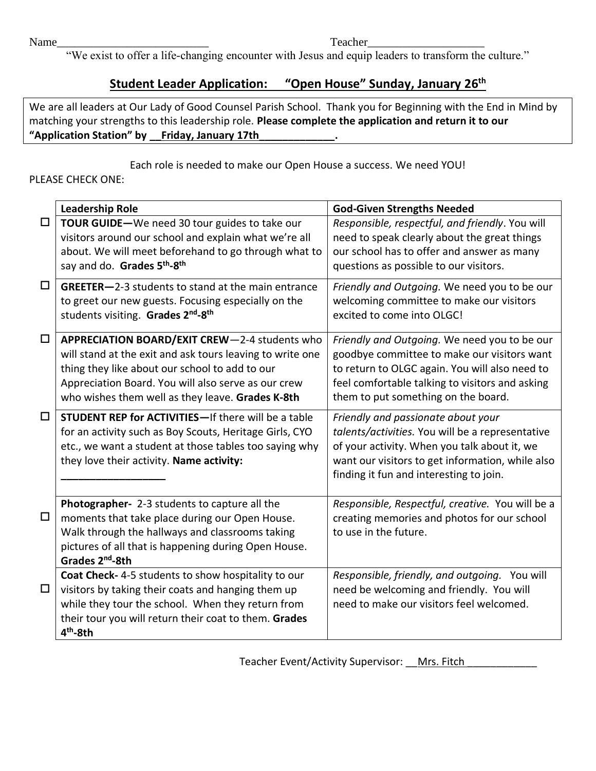Name__________________________ Teacher____________________

"We exist to offer a life-changing encounter with Jesus and equip leaders to transform the culture."

## Student Leader Application: "Open House" Sunday, January 26th

We are all leaders at Our Lady of Good Counsel Parish School. Thank you for Beginning with the End in Mind by matching your strengths to this leadership role. **Please complete the application and return it to our "Application Station" by __Friday, January 17th_____________.**

Each role is needed to make our Open House a success. We need YOU!

PLEASE CHECK ONE:

| | Leadership Role | God-Given Strengths Needed |
|---|---|---|
| ☐ | **TOUR GUIDE—**We need 30 tour guides to take our visitors around our school and explain what we're all about. We will meet beforehand to go through what to say and do. **Grades 5th-8th** | *Responsible, respectful, and friendly*. You will need to speak clearly about the great things our school has to offer and answer as many questions as possible to our visitors. |
| ☐ | **GREETER—**2-3 students to stand at the main entrance to greet our new guests. Focusing especially on the students visiting. **Grades 2nd-8th** | *Friendly and Outgoing.* We need you to be our welcoming committee to make our visitors excited to come into OLGC! |
| ☐ | **APPRECIATION BOARD/EXIT CREW**—2-4 students who will stand at the exit and ask tours leaving to write one thing they like about our school to add to our Appreciation Board. You will also serve as our crew who wishes them well as they leave. **Grades K-8th** | *Friendly and Outgoing.* We need you to be our goodbye committee to make our visitors want to return to OLGC again. You will also need to feel comfortable talking to visitors and asking them to put something on the board. |
| ☐ | **STUDENT REP for ACTIVITIES—**If there will be a table for an activity such as Boy Scouts, Heritage Girls, CYO etc., we want a student at those tables too saying why they love their activity. **Name activity: __________________** | *Friendly and passionate about your talents/activities.* You will be a representative of your activity. When you talk about it, we want our visitors to get information, while also finding it fun and interesting to join. |
| ☐ | **Photographer-** 2-3 students to capture all the moments that take place during our Open House. Walk through the hallways and classrooms taking pictures of all that is happening during Open House. **Grades 2nd-8th** | *Responsible, Respectful, creative.* You will be a creating memories and photos for our school to use in the future. |
| ☐ | **Coat Check-** 4-5 students to show hospitality to our visitors by taking their coats and hanging them up while they tour the school. When they return from their tour you will return their coat to them. **Grades 4th-8th** | *Responsible, friendly, and outgoing.* You will need be welcoming and friendly. You will need to make our visitors feel welcomed. |

Teacher Event/Activity Supervisor: __Mrs. Fitch____________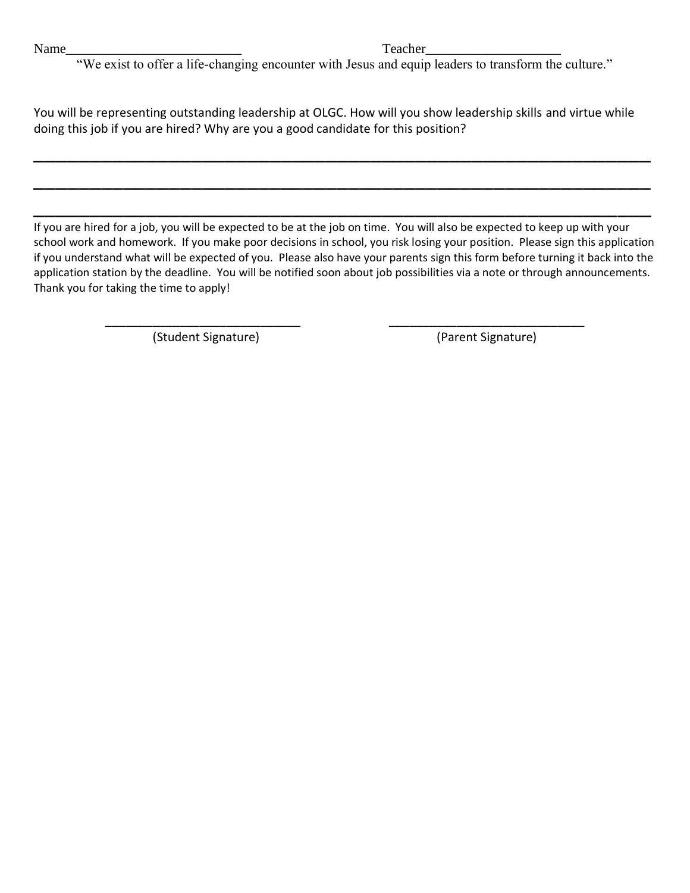Name_________________________ Teacher___________________

"We exist to offer a life-changing encounter with Jesus and equip leaders to transform the culture."

You will be representing outstanding leadership at OLGC. How will you show leadership skills and virtue while doing this job if you are hired? Why are you a good candidate for this position?

______________________________________________________________________________

______________________________________________________________________________

______________________________________________________________________________

If you are hired for a job, you will be expected to be at the job on time. You will also be expected to keep up with your school work and homework. If you make poor decisions in school, you risk losing your position. Please sign this application if you understand what will be expected of you. Please also have your parents sign this form before turning it back into the application station by the deadline. You will be notified soon about job possibilities via a note or through announcements. Thank you for taking the time to apply!

______________________________ ______________________________

(Student Signature) (Parent Signature)